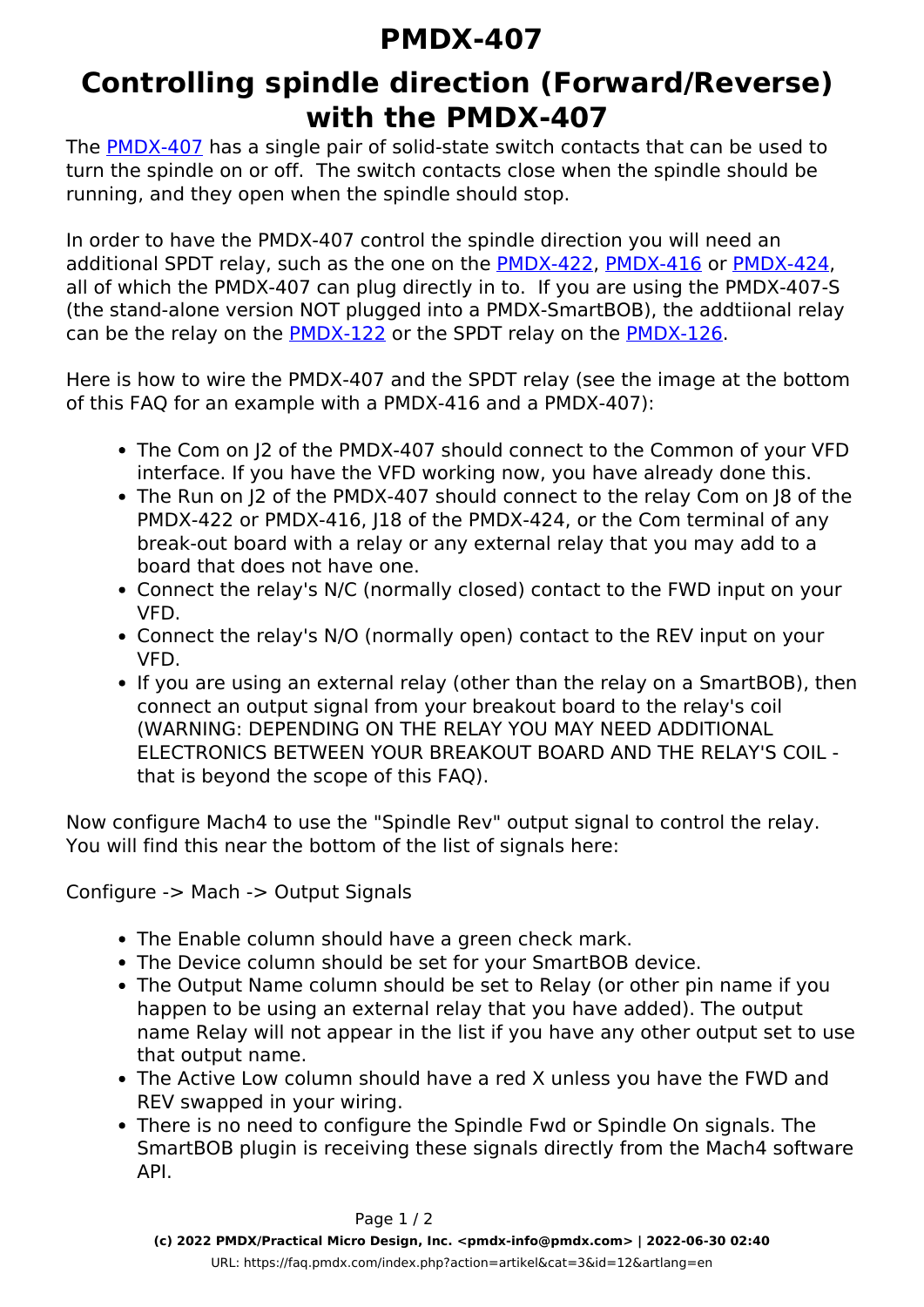# PMDX-407

# Controlling spindle direction (Forward/Reverse) with the PMDX-407

The PMDX-407 has a single pair of solid-state switch contacts that can be used to turn the spindle on or off. The switch contacts close when the spindle should be running, and they open when the spindle should stop.

In order to have the PMDX-407 control the spindle direction you will need an additional SPDT relay, such as the one on the PMDX-422, PMDX-416 or PMDX-424, all of which the PMDX-407 can plug directly in to. If you are using the PMDX-407-S (the stand-alone version NOT plugged into a PMDX-SmartBOB), the addtiional relay can be the relay on the PMDX-122 or the SPDT relay on the PMDX-126.

Here is how to wire the PMDX-407 and the SPDT relay (see the image at the bottom of this FAQ for an example with a PMDX-416 and a PMDX-407):

- The Com on J2 of the PMDX-407 should connect to the Common of your VFD interface. If you have the VFD working now, you have already done this.
- The Run on J2 of the PMDX-407 should connect to the relay Com on J8 of the PMDX-422 or PMDX-416, J18 of the PMDX-424, or the Com terminal of any break-out board with a relay or any external relay that you may add to a board that does not have one.
- Connect the relay's N/C (normally closed) contact to the FWD input on your VFD.
- Connect the relay's N/O (normally open) contact to the REV input on your VFD.
- If you are using an external relay (other than the relay on a SmartBOB), then connect an output signal from your breakout board to the relay's coil (WARNING: DEPENDING ON THE RELAY YOU MAY NEED ADDITIONAL ELECTRONICS BETWEEN YOUR BREAKOUT BOARD AND THE RELAY'S COIL - that is beyond the scope of this FAQ).

Now configure Mach4 to use the "Spindle Rev" output signal to control the relay. You will find this near the bottom of the list of signals here:

Configure -> Mach -> Output Signals

- The Enable column should have a green check mark.
- The Device column should be set for your SmartBOB device.
- The Output Name column should be set to Relay (or other pin name if you happen to be using an external relay that you have added). The output name Relay will not appear in the list if you have any other output set to use that output name.
- The Active Low column should have a red X unless you have the FWD and REV swapped in your wiring.
- There is no need to configure the Spindle Fwd or Spindle On signals. The SmartBOB plugin is receiving these signals directly from the Mach4 software API.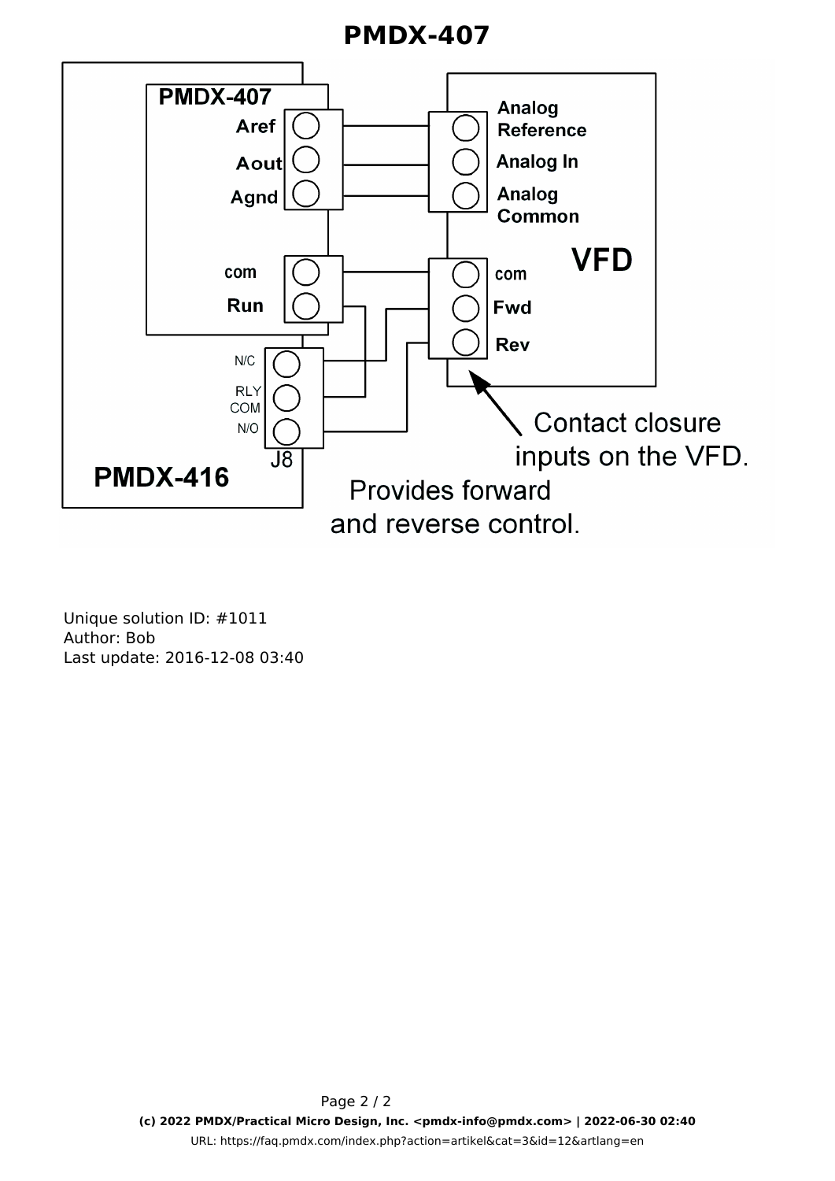PMDX-407

Aref

Aout

Agnd

com

Run

Analog Reference

Analog In

Analog Common

VFD

com

Fwd

Rev

N/C

RLY COM

N/O

J8

PMDX-416

Contact closure inputs on the VFD.

Provides forward and reverse control.

Unique solution ID: #1011
Author: Bob
Last update: 2016-12-08 03:40